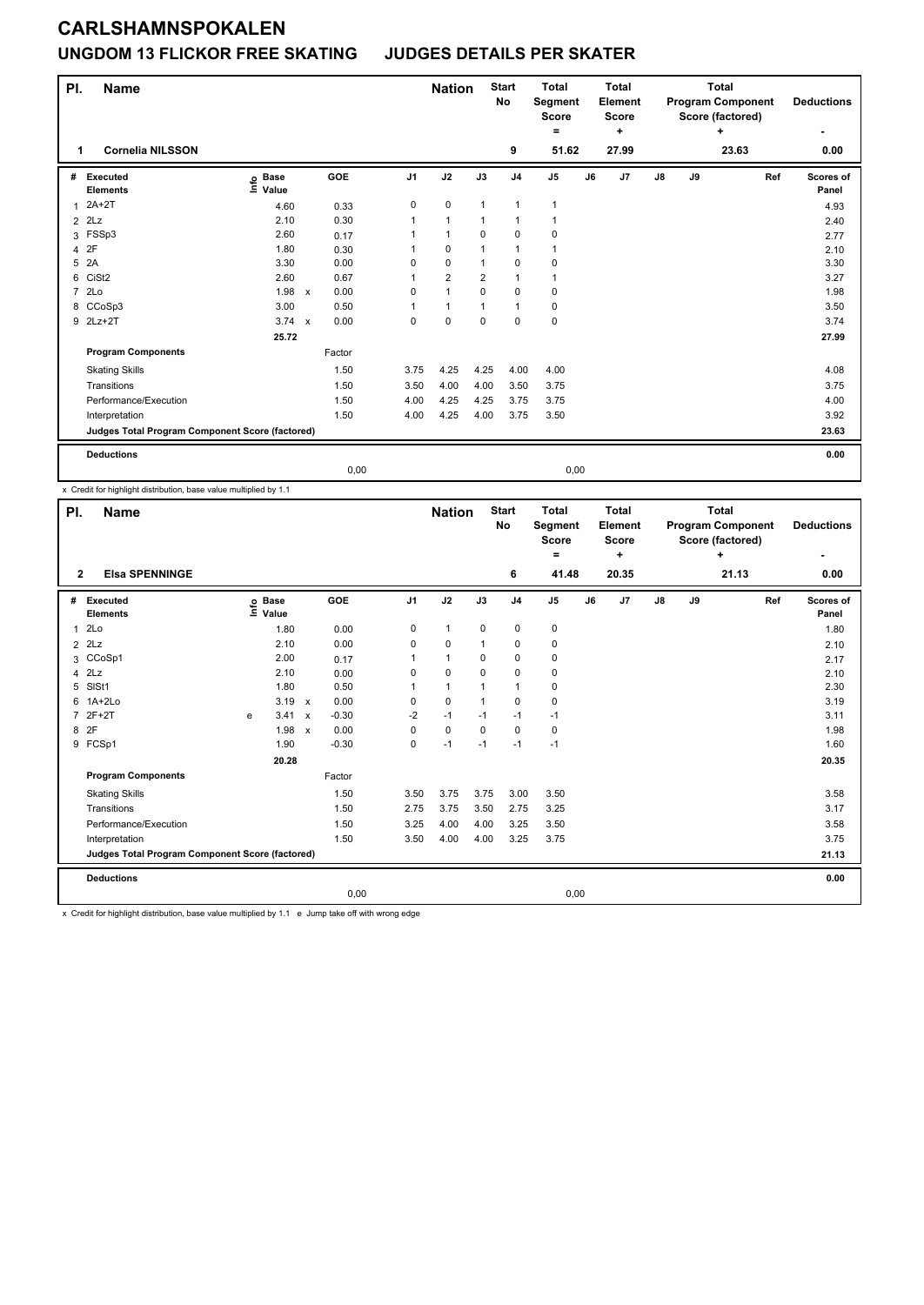# CARLSHAMNSPOKALEN

## UNGDOM 13 FLICKOR FREE SKATING JUDGES DETAILS PER SKATER

| Pl. | Name | Nation | Start No | Total Segment Score = | Total Element Score + | Total Program Component Score (factored) + | Deductions - |
|---|---|---|---|---|---|---|---|
| 1 | Cornelia NILSSON | | 9 | 51.62 | 27.99 | 23.63 | 0.00 |

| # | Executed Elements | Info | Base Value | | GOE | J1 | J2 | J3 | J4 | J5 | J6 | J7 | J8 | J9 | Ref | Scores of Panel |
|---|---|---|---|---|---|---|---|---|---|---|---|---|---|---|---|---|
| 1 | 2A+2T | | 4.60 | | 0.33 | 0 | 0 | 1 | 1 | 1 | | | | | | 4.93 |
| 2 | 2Lz | | 2.10 | | 0.30 | 1 | 1 | 1 | 1 | 1 | | | | | | 2.40 |
| 3 | FSSp3 | | 2.60 | | 0.17 | 1 | 1 | 0 | 0 | 0 | | | | | | 2.77 |
| 4 | 2F | | 1.80 | | 0.30 | 1 | 0 | 1 | 1 | 1 | | | | | | 2.10 |
| 5 | 2A | | 3.30 | | 0.00 | 0 | 0 | 1 | 0 | 0 | | | | | | 3.30 |
| 6 | CiSt2 | | 2.60 | | 0.67 | 1 | 2 | 2 | 1 | 1 | | | | | | 3.27 |
| 7 | 2Lo | | 1.98 | x | 0.00 | 0 | 1 | 0 | 0 | 0 | | | | | | 1.98 |
| 8 | CCoSp3 | | 3.00 | | 0.50 | 1 | 1 | 1 | 1 | 0 | | | | | | 3.50 |
| 9 | 2Lz+2T | | 3.74 | x | 0.00 | 0 | 0 | 0 | 0 | 0 | | | | | | 3.74 |
| | | | 25.72 | | | | | | | | | | | | | 27.99 |
| | **Program Components** | | | | Factor | | | | | | | | | | | |
| | Skating Skills | | | | 1.50 | 3.75 | 4.25 | 4.25 | 4.00 | 4.00 | | | | | | 4.08 |
| | Transitions | | | | 1.50 | 3.50 | 4.00 | 4.00 | 3.50 | 3.75 | | | | | | 3.75 |
| | Performance/Execution | | | | 1.50 | 4.00 | 4.25 | 4.25 | 3.75 | 3.75 | | | | | | 4.00 |
| | Interpretation | | | | 1.50 | 4.00 | 4.25 | 4.00 | 3.75 | 3.50 | | | | | | 3.92 |
| | **Judges Total Program Component Score (factored)** | | | | | | | | | | | | | | | 23.63 |
| | **Deductions** | | | | | | | | | | | | | | | 0.00 |
| | | | | | 0,00 | | | | | 0,00 | | | | | | |

x Credit for highlight distribution, base value multiplied by 1.1

| Pl. | Name | Nation | Start No | Total Segment Score = | Total Element Score + | Total Program Component Score (factored) + | Deductions - |
|---|---|---|---|---|---|---|---|
| 2 | Elsa SPENNINGE | | 6 | 41.48 | 20.35 | 21.13 | 0.00 |

| # | Executed Elements | Info | Base Value | | GOE | J1 | J2 | J3 | J4 | J5 | J6 | J7 | J8 | J9 | Ref | Scores of Panel |
|---|---|---|---|---|---|---|---|---|---|---|---|---|---|---|---|---|
| 1 | 2Lo | | 1.80 | | 0.00 | 0 | 1 | 0 | 0 | 0 | | | | | | 1.80 |
| 2 | 2Lz | | 2.10 | | 0.00 | 0 | 0 | 1 | 0 | 0 | | | | | | 2.10 |
| 3 | CCoSp1 | | 2.00 | | 0.17 | 1 | 1 | 0 | 0 | 0 | | | | | | 2.17 |
| 4 | 2Lz | | 2.10 | | 0.00 | 0 | 0 | 0 | 0 | 0 | | | | | | 2.10 |
| 5 | SlSt1 | | 1.80 | | 0.50 | 1 | 1 | 1 | 1 | 0 | | | | | | 2.30 |
| 6 | 1A+2Lo | | 3.19 | x | 0.00 | 0 | 0 | 1 | 0 | 0 | | | | | | 3.19 |
| 7 | 2F+2T | e | 3.41 | x | -0.30 | -2 | -1 | -1 | -1 | -1 | | | | | | 3.11 |
| 8 | 2F | | 1.98 | x | 0.00 | 0 | 0 | 0 | 0 | 0 | | | | | | 1.98 |
| 9 | FCSp1 | | 1.90 | | -0.30 | 0 | -1 | -1 | -1 | -1 | | | | | | 1.60 |
| | | | 20.28 | | | | | | | | | | | | | 20.35 |
| | **Program Components** | | | | Factor | | | | | | | | | | | |
| | Skating Skills | | | | 1.50 | 3.50 | 3.75 | 3.75 | 3.00 | 3.50 | | | | | | 3.58 |
| | Transitions | | | | 1.50 | 2.75 | 3.75 | 3.50 | 2.75 | 3.25 | | | | | | 3.17 |
| | Performance/Execution | | | | 1.50 | 3.25 | 4.00 | 4.00 | 3.25 | 3.50 | | | | | | 3.58 |
| | Interpretation | | | | 1.50 | 3.50 | 4.00 | 4.00 | 3.25 | 3.75 | | | | | | 3.75 |
| | **Judges Total Program Component Score (factored)** | | | | | | | | | | | | | | | 21.13 |
| | **Deductions** | | | | | | | | | | | | | | | 0.00 |
| | | | | | 0,00 | | | | | 0,00 | | | | | | |

x Credit for highlight distribution, base value multiplied by 1.1 e Jump take off with wrong edge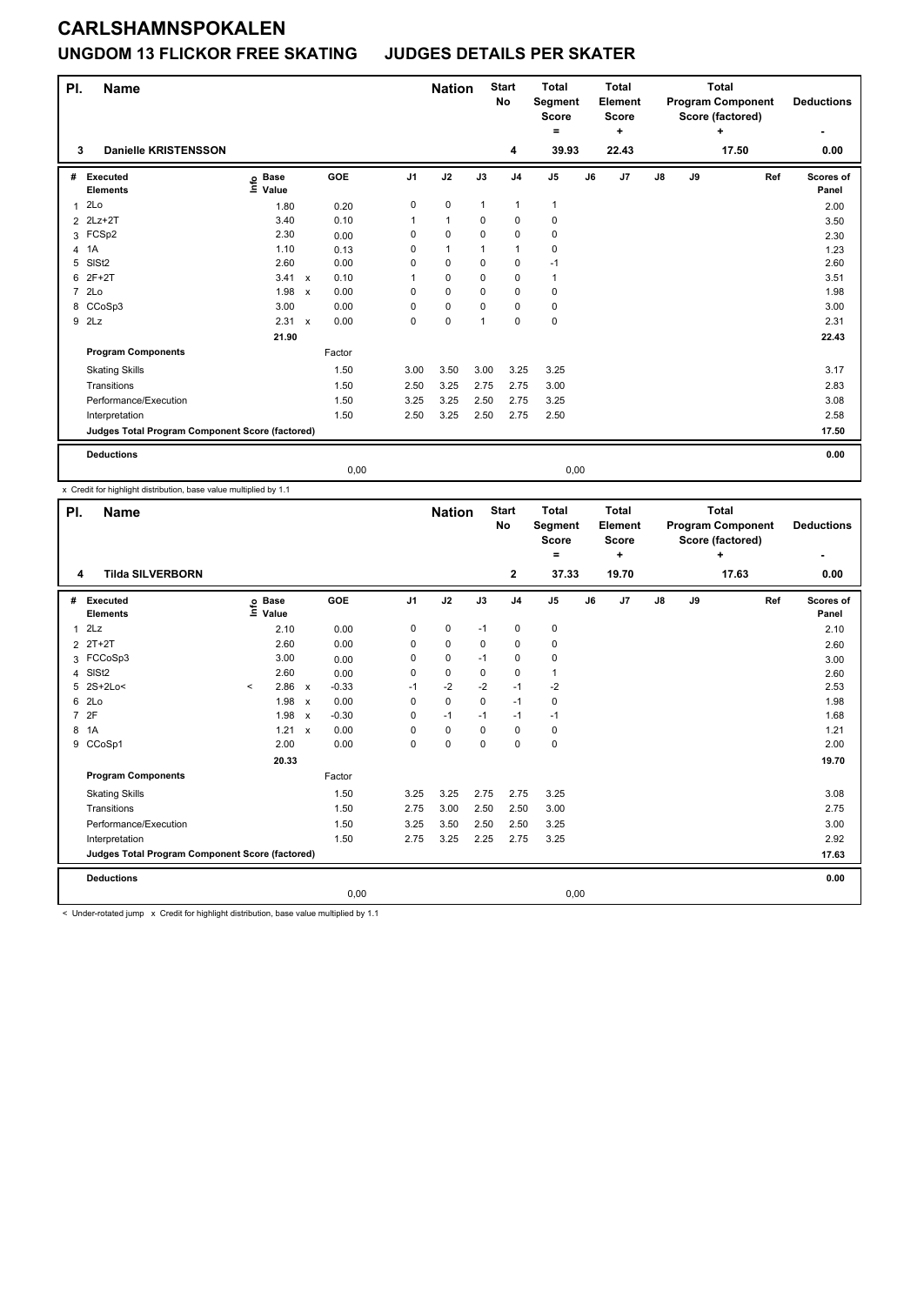# CARLSHAMNSPOKALEN

## UNGDOM 13 FLICKOR FREE SKATING JUDGES DETAILS PER SKATER

| Pl. | Name | Nation | Start No | Total Segment Score = | Total Element Score + | Total Program Component Score (factored) + | Deductions - |
|---|---|---|---|---|---|---|---|
| 3 | Danielle KRISTENSSON | | 4 | 39.93 | 22.43 | 17.50 | 0.00 |

| # | Executed Elements | Info | Base Value | | GOE | J1 | J2 | J3 | J4 | J5 | J6 | J7 | J8 | J9 | Ref | Scores of Panel |
|---|---|---|---|---|---|---|---|---|---|---|---|---|---|---|---|---|
| 1 | 2Lo | | 1.80 | | 0.20 | 0 | 0 | 1 | 1 | 1 | | | | | | 2.00 |
| 2 | 2Lz+2T | | 3.40 | | 0.10 | 1 | 1 | 0 | 0 | 0 | | | | | | 3.50 |
| 3 | FCSp2 | | 2.30 | | 0.00 | 0 | 0 | 0 | 0 | 0 | | | | | | 2.30 |
| 4 | 1A | | 1.10 | | 0.13 | 0 | 1 | 1 | 1 | 0 | | | | | | 1.23 |
| 5 | SlSt2 | | 2.60 | | 0.00 | 0 | 0 | 0 | 0 | -1 | | | | | | 2.60 |
| 6 | 2F+2T | | 3.41 | x | 0.10 | 1 | 0 | 0 | 0 | 1 | | | | | | 3.51 |
| 7 | 2Lo | | 1.98 | x | 0.00 | 0 | 0 | 0 | 0 | 0 | | | | | | 1.98 |
| 8 | CCoSp3 | | 3.00 | | 0.00 | 0 | 0 | 0 | 0 | 0 | | | | | | 3.00 |
| 9 | 2Lz | | 2.31 | x | 0.00 | 0 | 0 | 1 | 0 | 0 | | | | | | 2.31 |
| | | | 21.90 | | | | | | | | | | | | | 22.43 |
| | **Program Components** | | | | Factor | | | | | | | | | | | |
| | Skating Skills | | | | 1.50 | 3.00 | 3.50 | 3.00 | 3.25 | 3.25 | | | | | | 3.17 |
| | Transitions | | | | 1.50 | 2.50 | 3.25 | 2.75 | 2.75 | 3.00 | | | | | | 2.83 |
| | Performance/Execution | | | | 1.50 | 3.25 | 3.25 | 2.50 | 2.75 | 3.25 | | | | | | 3.08 |
| | Interpretation | | | | 1.50 | 2.50 | 3.25 | 2.50 | 2.75 | 2.50 | | | | | | 2.58 |
| | **Judges Total Program Component Score (factored)** | | | | | | | | | | | | | | | 17.50 |
| | **Deductions** | | | | | | | | | | | | | | | 0.00 |
| | | | | | 0,00 | | | | | 0,00 | | | | | | |

x Credit for highlight distribution, base value multiplied by 1.1

| Pl. | Name | Nation | Start No | Total Segment Score = | Total Element Score + | Total Program Component Score (factored) + | Deductions - |
|---|---|---|---|---|---|---|---|
| 4 | Tilda SILVERBORN | | 2 | 37.33 | 19.70 | 17.63 | 0.00 |

| # | Executed Elements | Info | Base Value | | GOE | J1 | J2 | J3 | J4 | J5 | J6 | J7 | J8 | J9 | Ref | Scores of Panel |
|---|---|---|---|---|---|---|---|---|---|---|---|---|---|---|---|---|
| 1 | 2Lz | | 2.10 | | 0.00 | 0 | 0 | -1 | 0 | 0 | | | | | | 2.10 |
| 2 | 2T+2T | | 2.60 | | 0.00 | 0 | 0 | 0 | 0 | 0 | | | | | | 2.60 |
| 3 | FCCoSp3 | | 3.00 | | 0.00 | 0 | 0 | -1 | 0 | 0 | | | | | | 3.00 |
| 4 | SlSt2 | | 2.60 | | 0.00 | 0 | 0 | 0 | 0 | 1 | | | | | | 2.60 |
| 5 | 2S+2Lo< | < | 2.86 | x | -0.33 | -1 | -2 | -2 | -1 | -2 | | | | | | 2.53 |
| 6 | 2Lo | | 1.98 | x | 0.00 | 0 | 0 | 0 | -1 | 0 | | | | | | 1.98 |
| 7 | 2F | | 1.98 | x | -0.30 | 0 | -1 | -1 | -1 | -1 | | | | | | 1.68 |
| 8 | 1A | | 1.21 | x | 0.00 | 0 | 0 | 0 | 0 | 0 | | | | | | 1.21 |
| 9 | CCoSp1 | | 2.00 | | 0.00 | 0 | 0 | 0 | 0 | 0 | | | | | | 2.00 |
| | | | 20.33 | | | | | | | | | | | | | 19.70 |
| | **Program Components** | | | | Factor | | | | | | | | | | | |
| | Skating Skills | | | | 1.50 | 3.25 | 3.25 | 2.75 | 2.75 | 3.25 | | | | | | 3.08 |
| | Transitions | | | | 1.50 | 2.75 | 3.00 | 2.50 | 2.50 | 3.00 | | | | | | 2.75 |
| | Performance/Execution | | | | 1.50 | 3.25 | 3.50 | 2.50 | 2.50 | 3.25 | | | | | | 3.00 |
| | Interpretation | | | | 1.50 | 2.75 | 3.25 | 2.25 | 2.75 | 3.25 | | | | | | 2.92 |
| | **Judges Total Program Component Score (factored)** | | | | | | | | | | | | | | | 17.63 |
| | **Deductions** | | | | | | | | | | | | | | | 0.00 |
| | | | | | 0,00 | | | | | 0,00 | | | | | | |

< Under-rotated jump x Credit for highlight distribution, base value multiplied by 1.1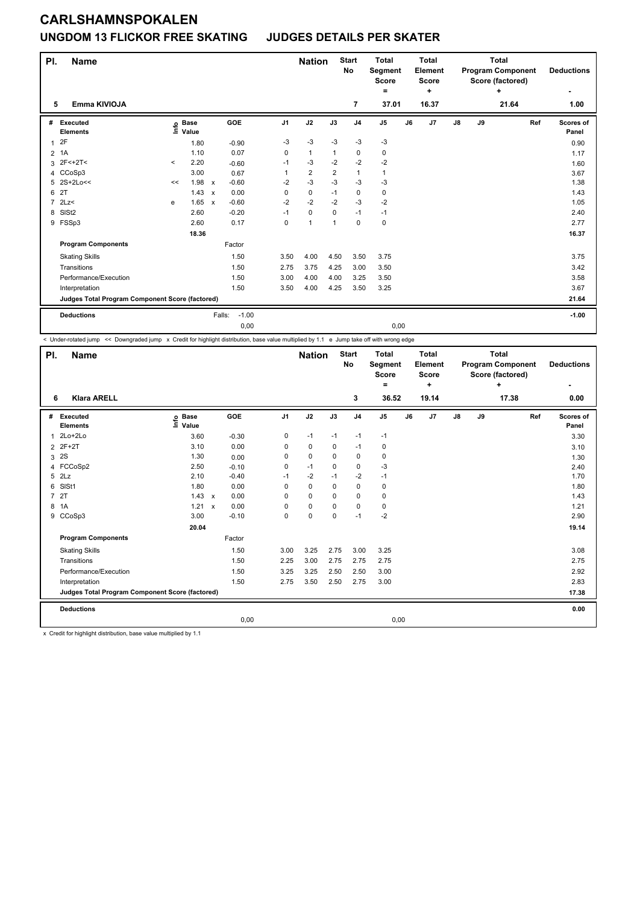# CARLSHAMNSPOKALEN

## UNGDOM 13 FLICKOR FREE SKATING    JUDGES DETAILS PER SKATER

| Pl. | Name | Nation | Start No | Total Segment Score = | Total Element Score + | Total Program Component Score (factored) + | Deductions - |
|---|---|---|---|---|---|---|---|
| 5 | Emma KIVIOJA | | 7 | 37.01 | 16.37 | 21.64 | 1.00 |

| # | Executed Elements | Info | Base Value | | GOE | J1 | J2 | J3 | J4 | J5 | J6 | J7 | J8 | J9 | Ref | Scores of Panel |
|---|---|---|---|---|---|---|---|---|---|---|---|---|---|---|---|---|
| 1 | 2F | | 1.80 | | -0.90 | -3 | -3 | -3 | -3 | -3 | | | | | | 0.90 |
| 2 | 1A | | 1.10 | | 0.07 | 0 | 1 | 1 | 0 | 0 | | | | | | 1.17 |
| 3 | 2F<+2T< | < | 2.20 | | -0.60 | -1 | -3 | -2 | -2 | -2 | | | | | | 1.60 |
| 4 | CCoSp3 | | 3.00 | | 0.67 | 1 | 2 | 2 | 1 | 1 | | | | | | 3.67 |
| 5 | 2S+2Lo<< | << | 1.98 | x | -0.60 | -2 | -3 | -3 | -3 | -3 | | | | | | 1.38 |
| 6 | 2T | | 1.43 | x | 0.00 | 0 | 0 | -1 | 0 | 0 | | | | | | 1.43 |
| 7 | 2Lz< | e | 1.65 | x | -0.60 | -2 | -2 | -2 | -3 | -2 | | | | | | 1.05 |
| 8 | SlSt2 | | 2.60 | | -0.20 | -1 | 0 | 0 | -1 | -1 | | | | | | 2.40 |
| 9 | FSSp3 | | 2.60 | | 0.17 | 0 | 1 | 1 | 0 | 0 | | | | | | 2.77 |
| | | | 18.36 | | | | | | | | | | | | | 16.37 |
| | **Program Components** | | | | Factor | | | | | | | | | | | |
| | Skating Skills | | | | 1.50 | 3.50 | 4.00 | 4.50 | 3.50 | 3.75 | | | | | | 3.75 |
| | Transitions | | | | 1.50 | 2.75 | 3.75 | 4.25 | 3.00 | 3.50 | | | | | | 3.42 |
| | Performance/Execution | | | | 1.50 | 3.00 | 4.00 | 4.00 | 3.25 | 3.50 | | | | | | 3.58 |
| | Interpretation | | | | 1.50 | 3.50 | 4.00 | 4.25 | 3.50 | 3.25 | | | | | | 3.67 |
| | **Judges Total Program Component Score (factored)** | | | | | | | | | | | | | | | 21.64 |
| | **Deductions** | | | Falls: | -1.00 | | | | | | | | | | | -1.00 |
| | | | | | 0,00 | | | | | | 0,00 | | | | | |

< Under-rotated jump << Downgraded jump x Credit for highlight distribution, base value multiplied by 1.1 e Jump take off with wrong edge

| Pl. | Name | Nation | Start No | Total Segment Score = | Total Element Score + | Total Program Component Score (factored) + | Deductions - |
|---|---|---|---|---|---|---|---|
| 6 | Klara ARELL | | 3 | 36.52 | 19.14 | 17.38 | 0.00 |

| # | Executed Elements | Info | Base Value | | GOE | J1 | J2 | J3 | J4 | J5 | J6 | J7 | J8 | J9 | Ref | Scores of Panel |
|---|---|---|---|---|---|---|---|---|---|---|---|---|---|---|---|---|
| 1 | 2Lo+2Lo | | 3.60 | | -0.30 | 0 | -1 | -1 | -1 | -1 | | | | | | 3.30 |
| 2 | 2F+2T | | 3.10 | | 0.00 | 0 | 0 | 0 | -1 | 0 | | | | | | 3.10 |
| 3 | 2S | | 1.30 | | 0.00 | 0 | 0 | 0 | 0 | 0 | | | | | | 1.30 |
| 4 | FCCoSp2 | | 2.50 | | -0.10 | 0 | -1 | 0 | 0 | -3 | | | | | | 2.40 |
| 5 | 2Lz | | 2.10 | | -0.40 | -1 | -2 | -1 | -2 | -1 | | | | | | 1.70 |
| 6 | SlSt1 | | 1.80 | | 0.00 | 0 | 0 | 0 | 0 | 0 | | | | | | 1.80 |
| 7 | 2T | | 1.43 | x | 0.00 | 0 | 0 | 0 | 0 | 0 | | | | | | 1.43 |
| 8 | 1A | | 1.21 | x | 0.00 | 0 | 0 | 0 | 0 | 0 | | | | | | 1.21 |
| 9 | CCoSp3 | | 3.00 | | -0.10 | 0 | 0 | 0 | -1 | -2 | | | | | | 2.90 |
| | | | 20.04 | | | | | | | | | | | | | 19.14 |
| | **Program Components** | | | | Factor | | | | | | | | | | | |
| | Skating Skills | | | | 1.50 | 3.00 | 3.25 | 2.75 | 3.00 | 3.25 | | | | | | 3.08 |
| | Transitions | | | | 1.50 | 2.25 | 3.00 | 2.75 | 2.75 | 2.75 | | | | | | 2.75 |
| | Performance/Execution | | | | 1.50 | 3.25 | 3.25 | 2.50 | 2.50 | 3.00 | | | | | | 2.92 |
| | Interpretation | | | | 1.50 | 2.75 | 3.50 | 2.50 | 2.75 | 3.00 | | | | | | 2.83 |
| | **Judges Total Program Component Score (factored)** | | | | | | | | | | | | | | | 17.38 |
| | **Deductions** | | | | | | | | | | | | | | | 0.00 |
| | | | | | 0,00 | | | | | | 0,00 | | | | | |

x Credit for highlight distribution, base value multiplied by 1.1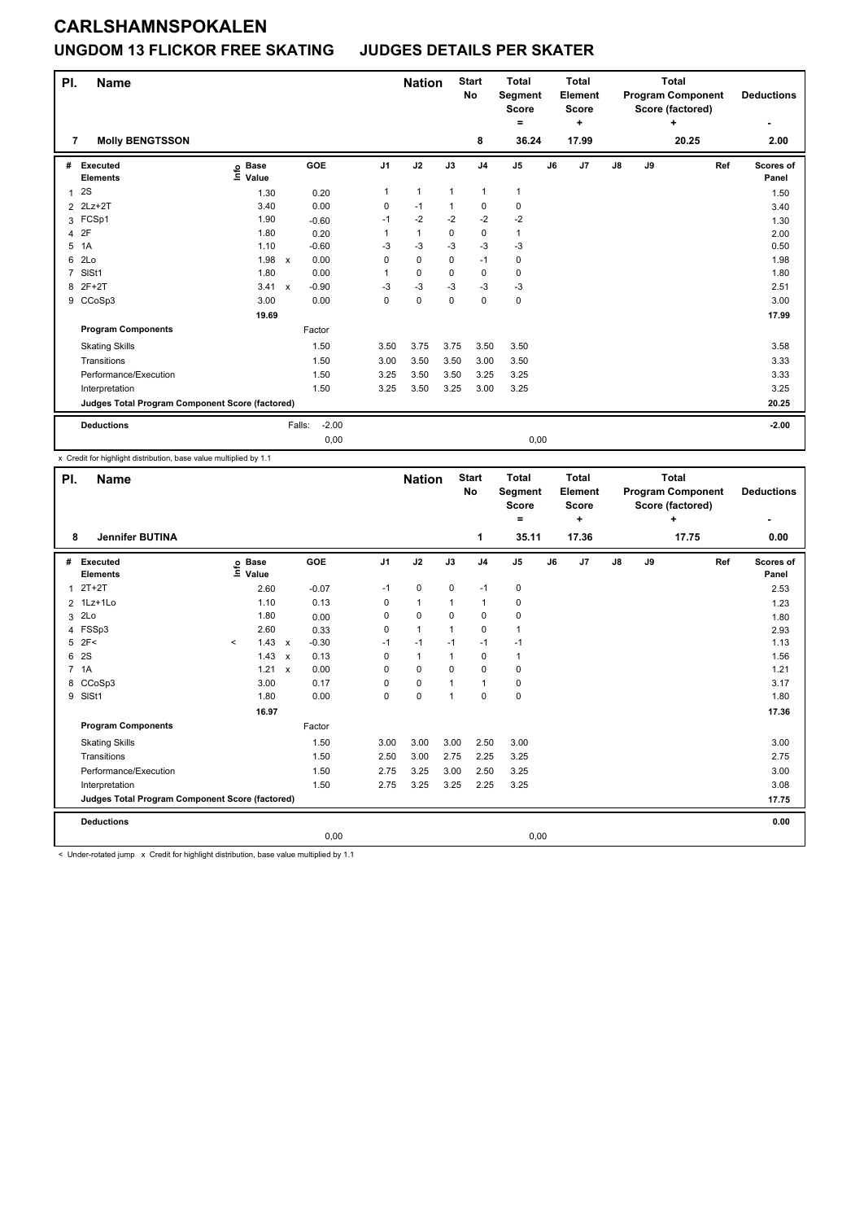# CARLSHAMNSPOKALEN

## UNGDOM 13 FLICKOR FREE SKATING     JUDGES DETAILS PER SKATER

| Pl. | Name | Nation | Start No | Total Segment Score = | Total Element Score + | Total Program Component Score (factored) + | Deductions - |
|---|---|---|---|---|---|---|---|
| 7 | Molly BENGTSSON | | 8 | 36.24 | 17.99 | 20.25 | 2.00 |

| # | Executed Elements | Info | Base Value | | GOE | J1 | J2 | J3 | J4 | J5 | J6 | J7 | J8 | J9 | Ref | Scores of Panel |
|---|---|---|---|---|---|---|---|---|---|---|---|---|---|---|---|---|
| 1 | 2S | | 1.30 | | 0.20 | 1 | 1 | 1 | 1 | 1 | | | | | | 1.50 |
| 2 | 2Lz+2T | | 3.40 | | 0.00 | 0 | -1 | 1 | 0 | 0 | | | | | | 3.40 |
| 3 | FCSp1 | | 1.90 | | -0.60 | -1 | -2 | -2 | -2 | -2 | | | | | | 1.30 |
| 4 | 2F | | 1.80 | | 0.20 | 1 | 1 | 0 | 0 | 1 | | | | | | 2.00 |
| 5 | 1A | | 1.10 | | -0.60 | -3 | -3 | -3 | -3 | -3 | | | | | | 0.50 |
| 6 | 2Lo | | 1.98 | x | 0.00 | 0 | 0 | 0 | -1 | 0 | | | | | | 1.98 |
| 7 | SlSt1 | | 1.80 | | 0.00 | 1 | 0 | 0 | 0 | 0 | | | | | | 1.80 |
| 8 | 2F+2T | | 3.41 | x | -0.90 | -3 | -3 | -3 | -3 | -3 | | | | | | 2.51 |
| 9 | CCoSp3 | | 3.00 | | 0.00 | 0 | 0 | 0 | 0 | 0 | | | | | | 3.00 |
| | | | 19.69 | | | | | | | | | | | | | 17.99 |
| | **Program Components** | | | | Factor | | | | | | | | | | | |
| | Skating Skills | | | | 1.50 | 3.50 | 3.75 | 3.75 | 3.50 | 3.50 | | | | | | 3.58 |
| | Transitions | | | | 1.50 | 3.00 | 3.50 | 3.50 | 3.00 | 3.50 | | | | | | 3.33 |
| | Performance/Execution | | | | 1.50 | 3.25 | 3.50 | 3.50 | 3.25 | 3.25 | | | | | | 3.33 |
| | Interpretation | | | | 1.50 | 3.25 | 3.50 | 3.25 | 3.00 | 3.25 | | | | | | 3.25 |
| | **Judges Total Program Component Score (factored)** | | | | | | | | | | | | | | | 20.25 |
| | **Deductions** | | | Falls: | -2.00 | | | | | | | | | | | -2.00 |
| | | | | | 0,00 | | | | | 0,00 | | | | | | |

x Credit for highlight distribution, base value multiplied by 1.1

| Pl. | Name | Nation | Start No | Total Segment Score = | Total Element Score + | Total Program Component Score (factored) + | Deductions - |
|---|---|---|---|---|---|---|---|
| 8 | Jennifer BUTINA | | 1 | 35.11 | 17.36 | 17.75 | 0.00 |

| # | Executed Elements | Info | Base Value | | GOE | J1 | J2 | J3 | J4 | J5 | J6 | J7 | J8 | J9 | Ref | Scores of Panel |
|---|---|---|---|---|---|---|---|---|---|---|---|---|---|---|---|---|
| 1 | 2T+2T | | 2.60 | | -0.07 | -1 | 0 | 0 | -1 | 0 | | | | | | 2.53 |
| 2 | 1Lz+1Lo | | 1.10 | | 0.13 | 0 | 1 | 1 | 1 | 0 | | | | | | 1.23 |
| 3 | 2Lo | | 1.80 | | 0.00 | 0 | 0 | 0 | 0 | 0 | | | | | | 1.80 |
| 4 | FSSp3 | | 2.60 | | 0.33 | 0 | 1 | 1 | 0 | 1 | | | | | | 2.93 |
| 5 | 2F< | < | 1.43 | x | -0.30 | -1 | -1 | -1 | -1 | -1 | | | | | | 1.13 |
| 6 | 2S | | 1.43 | x | 0.13 | 0 | 1 | 1 | 0 | 1 | | | | | | 1.56 |
| 7 | 1A | | 1.21 | x | 0.00 | 0 | 0 | 0 | 0 | 0 | | | | | | 1.21 |
| 8 | CCoSp3 | | 3.00 | | 0.17 | 0 | 0 | 1 | 1 | 0 | | | | | | 3.17 |
| 9 | SlSt1 | | 1.80 | | 0.00 | 0 | 0 | 1 | 0 | 0 | | | | | | 1.80 |
| | | | 16.97 | | | | | | | | | | | | | 17.36 |
| | **Program Components** | | | | Factor | | | | | | | | | | | |
| | Skating Skills | | | | 1.50 | 3.00 | 3.00 | 3.00 | 2.50 | 3.00 | | | | | | 3.00 |
| | Transitions | | | | 1.50 | 2.50 | 3.00 | 2.75 | 2.25 | 3.25 | | | | | | 2.75 |
| | Performance/Execution | | | | 1.50 | 2.75 | 3.25 | 3.00 | 2.50 | 3.25 | | | | | | 3.00 |
| | Interpretation | | | | 1.50 | 2.75 | 3.25 | 3.25 | 2.25 | 3.25 | | | | | | 3.08 |
| | **Judges Total Program Component Score (factored)** | | | | | | | | | | | | | | | 17.75 |
| | **Deductions** | | | | | | | | | | | | | | | 0.00 |
| | | | | | 0,00 | | | | | 0,00 | | | | | | |

< Under-rotated jump x Credit for highlight distribution, base value multiplied by 1.1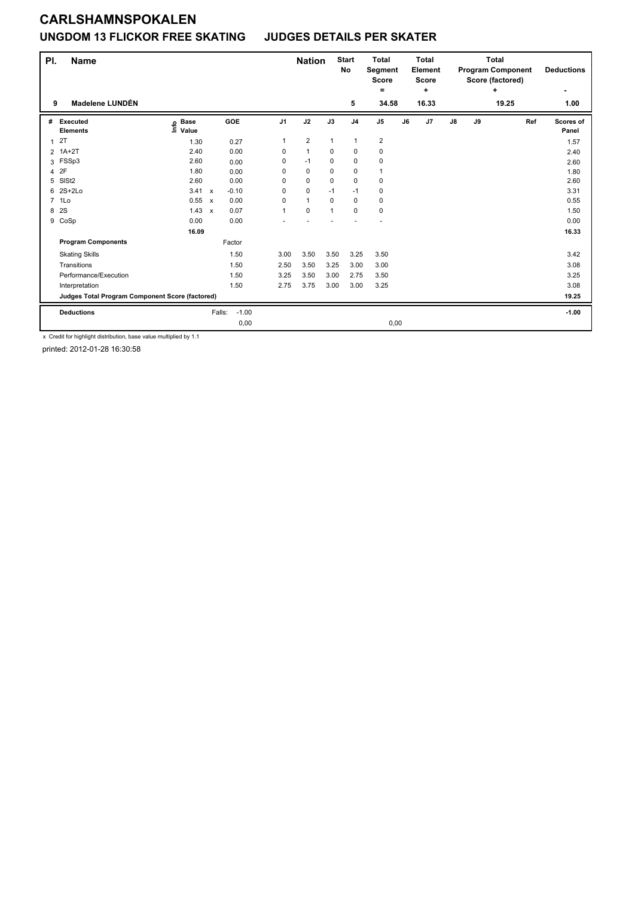# CARLSHAMNSPOKALEN

## UNGDOM 13 FLICKOR FREE SKATING JUDGES DETAILS PER SKATER

| Pl. | Name | Nation | Start No | Total Segment Score = | Total Element Score + | Total Program Component Score (factored) + | Deductions - |
|---|---|---|---|---|---|---|---|
| 9 | Madelene LUNDÉN | | 5 | 34.58 | 16.33 | 19.25 | 1.00 |

| # | Executed Elements | Info | Base Value | | GOE | J1 | J2 | J3 | J4 | J5 | J6 | J7 | J8 | J9 | Ref | Scores of Panel |
|---|---|---|---|---|---|---|---|---|---|---|---|---|---|---|---|---|
| 1 | 2T | | 1.30 | | 0.27 | 1 | 2 | 1 | 1 | 2 | | | | | | 1.57 |
| 2 | 1A+2T | | 2.40 | | 0.00 | 0 | 1 | 0 | 0 | 0 | | | | | | 2.40 |
| 3 | FSSp3 | | 2.60 | | 0.00 | 0 | -1 | 0 | 0 | 0 | | | | | | 2.60 |
| 4 | 2F | | 1.80 | | 0.00 | 0 | 0 | 0 | 0 | 1 | | | | | | 1.80 |
| 5 | SlSt2 | | 2.60 | | 0.00 | 0 | 0 | 0 | 0 | 0 | | | | | | 2.60 |
| 6 | 2S+2Lo | | 3.41 | x | -0.10 | 0 | 0 | -1 | -1 | 0 | | | | | | 3.31 |
| 7 | 1Lo | | 0.55 | x | 0.00 | 0 | 1 | 0 | 0 | 0 | | | | | | 0.55 |
| 8 | 2S | | 1.43 | x | 0.07 | 1 | 0 | 1 | 0 | 0 | | | | | | 1.50 |
| 9 | CoSp | | 0.00 | | 0.00 | - | - | - | - | - | | | | | | 0.00 |
| | | | 16.09 | | | | | | | | | | | | | 16.33 |
| | **Program Components** | | | | Factor | | | | | | | | | | | |
| | Skating Skills | | | | 1.50 | 3.00 | 3.50 | 3.50 | 3.25 | 3.50 | | | | | | 3.42 |
| | Transitions | | | | 1.50 | 2.50 | 3.50 | 3.25 | 3.00 | 3.00 | | | | | | 3.08 |
| | Performance/Execution | | | | 1.50 | 3.25 | 3.50 | 3.00 | 2.75 | 3.50 | | | | | | 3.25 |
| | Interpretation | | | | 1.50 | 2.75 | 3.75 | 3.00 | 3.00 | 3.25 | | | | | | 3.08 |
| | **Judges Total Program Component Score (factored)** | | | | | | | | | | | | | | | 19.25 |
| | **Deductions** | | | Falls: | -1.00 | | | | | | | | | | | -1.00 |
| | | | | | 0,00 | | | | | 0,00 | | | | | | |

x Credit for highlight distribution, base value multiplied by 1.1

printed: 2012-01-28 16:30:58